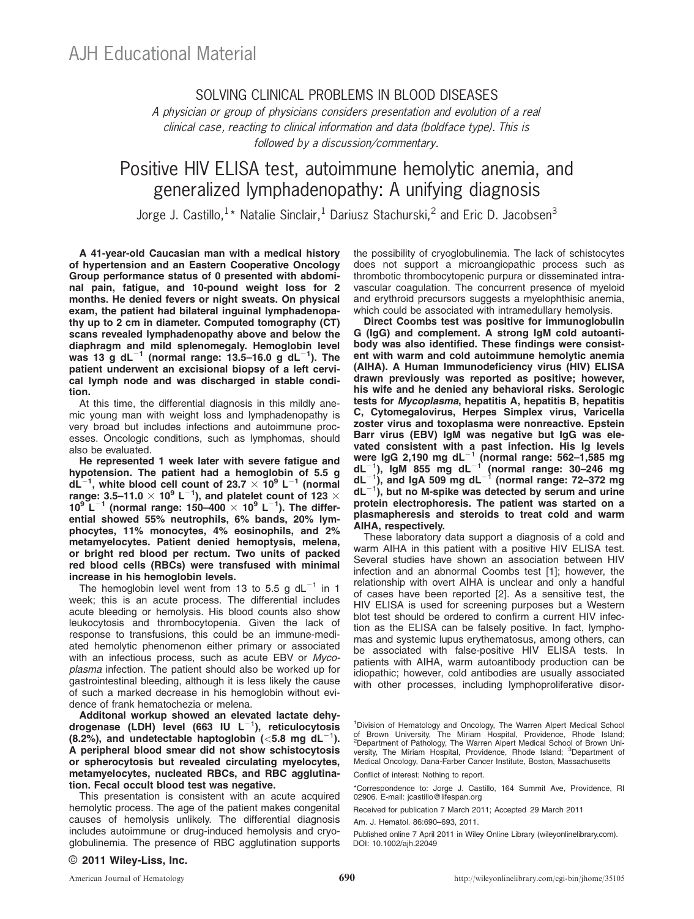AJH Educational Material

## SOLVING CLINICAL PROBLEMS IN BLOOD DISEASES

*A physician or group of physicians considers presentation and evolution of a real clinical case, reacting to clinical information and data (boldface type). This is followed by a discussion/commentary.*

# Positive HIV ELISA test, autoimmune hemolytic anemia, and generalized lymphadenopathy: A unifying diagnosis

Jorge J. Castillo,[1]* Natalie Sinclair,[1] Dariusz Stachurski,[2] and Eric D. Jacobsen[3]

**A 41-year-old Caucasian man with a medical history of hypertension and an Eastern Cooperative Oncology Group performance status of 0 presented with abdominal pain, fatigue, and 10-pound weight loss for 2 months. He denied fevers or night sweats. On physical exam, the patient had bilateral inguinal lymphadenopathy up to 2 cm in diameter. Computed tomography (CT) scans revealed lymphadenopathy above and below the diaphragm and mild splenomegaly. Hemoglobin level was 13 g dL$^{-1}$ (normal range: 13.5–16.0 g dL$^{-1}$). The patient underwent an excisional biopsy of a left cervical lymph node and was discharged in stable condition.**

At this time, the differential diagnosis in this mildly anemic young man with weight loss and lymphadenopathy is very broad but includes infections and autoimmune processes. Oncologic conditions, such as lymphomas, should also be evaluated.

**He represented 1 week later with severe fatigue and hypotension. The patient had a hemoglobin of 5.5 g dL$^{-1}$, white blood cell count of 23.7 × 10$^{9}$ L$^{-1}$ (normal range: 3.5–11.0 × 10$^{9}$ L$^{-1}$), and platelet count of 123 × 10$^{9}$ L$^{-1}$ (normal range: 150–400 × 10$^{9}$ L$^{-1}$). The differential showed 55% neutrophils, 6% bands, 20% lymphocytes, 11% monocytes, 4% eosinophils, and 2% metamyelocytes. Patient denied hemoptysis, melena, or bright red blood per rectum. Two units of packed red blood cells (RBCs) were transfused with minimal increase in his hemoglobin levels.**

The hemoglobin level went from 13 to 5.5 g dL$^{-1}$ in 1 week; this is an acute process. The differential includes acute bleeding or hemolysis. His blood counts also show leukocytosis and thrombocytopenia. Given the lack of response to transfusions, this could be an immune-mediated hemolytic phenomenon either primary or associated with an infectious process, such as acute EBV or *Mycoplasma* infection. The patient should also be worked up for gastrointestinal bleeding, although it is less likely the cause of such a marked decrease in his hemoglobin without evidence of frank hematochezia or melena.

**Additonal workup showed an elevated lactate dehydrogenase (LDH) level (663 IU L$^{-1}$), reticulocytosis (8.2%), and undetectable haptoglobin (<5.8 mg dL$^{-1}$). A peripheral blood smear did not show schistocytosis or spherocytosis but revealed circulating myelocytes, metamyelocytes, nucleated RBCs, and RBC agglutination. Fecal occult blood test was negative.**

This presentation is consistent with an acute acquired hemolytic process. The age of the patient makes congenital causes of hemolysis unlikely. The differential diagnosis includes autoimmune or drug-induced hemolysis and cryoglobulinemia. The presence of RBC agglutination supports the possibility of cryoglobulinemia. The lack of schistocytes does not support a microangiopathic process such as thrombotic thrombocytopenic purpura or disseminated intravascular coagulation. The concurrent presence of myeloid and erythroid precursors suggests a myelophthisic anemia, which could be associated with intramedullary hemolysis.

**Direct Coombs test was positive for immunoglobulin G (IgG) and complement. A strong IgM cold autoantibody was also identified. These findings were consistent with warm and cold autoimmune hemolytic anemia (AIHA). A Human Immunodeficiency virus (HIV) ELISA drawn previously was reported as positive; however, his wife and he denied any behavioral risks. Serologic tests for *Mycoplasma*, hepatitis A, hepatitis B, hepatitis C, Cytomegalovirus, Herpes Simplex virus, Varicella zoster virus and toxoplasma were nonreactive. Epstein Barr virus (EBV) IgM was negative but IgG was elevated consistent with a past infection. His Ig levels were IgG 2,190 mg dL$^{-1}$ (normal range: 562–1,585 mg dL$^{-1}$), IgM 855 mg dL$^{-1}$ (normal range: 30–246 mg dL$^{-1}$), and IgA 509 mg dL$^{-1}$ (normal range: 72–372 mg dL$^{-1}$), but no M-spike was detected by serum and urine protein electrophoresis. The patient was started on a plasmapheresis and steroids to treat cold and warm AIHA, respectively.**

These laboratory data support a diagnosis of a cold and warm AIHA in this patient with a positive HIV ELISA test. Several studies have shown an association between HIV infection and an abnormal Coombs test [1]; however, the relationship with overt AIHA is unclear and only a handful of cases have been reported [2]. As a sensitive test, the HIV ELISA is used for screening purposes but a Western blot test should be ordered to confirm a current HIV infection as the ELISA can be falsely positive. In fact, lymphomas and systemic lupus erythematosus, among others, can be associated with false-positive HIV ELISA tests. In patients with AIHA, warm autoantibody production can be idiopathic; however, cold antibodies are usually associated with other processes, including lymphoproliferative disor-

[1]Division of Hematology and Oncology, The Warren Alpert Medical School of Brown University, The Miriam Hospital, Providence, Rhode Island; [2]Department of Pathology, The Warren Alpert Medical School of Brown University, The Miriam Hospital, Providence, Rhode Island; [3]Department of Medical Oncology, Dana-Farber Cancer Institute, Boston, Massachusetts

Conflict of interest: Nothing to report.

*Correspondence to: Jorge J. Castillo, 164 Summit Ave, Providence, RI 02906. E-mail: jcastillo@lifespan.org

Received for publication 7 March 2011; Accepted 29 March 2011

Am. J. Hematol. 86:690–693, 2011.

Published online 7 April 2011 in Wiley Online Library (wileyonlinelibrary.com). DOI: 10.1002/ajh.22049

© 2011 Wiley-Liss, Inc.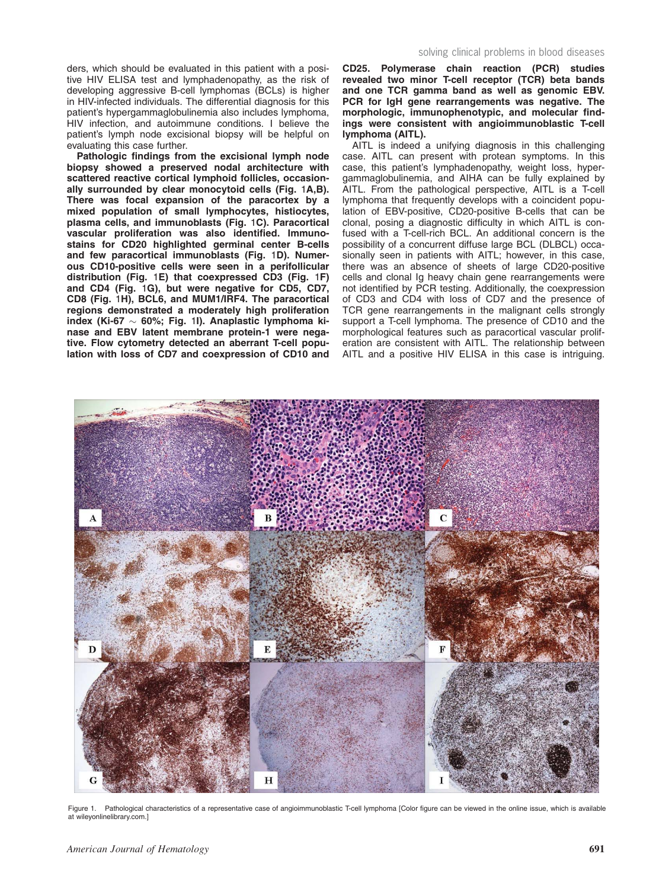ders, which should be evaluated in this patient with a positive HIV ELISA test and lymphadenopathy, as the risk of developing aggressive B-cell lymphomas (BCLs) is higher in HIV-infected individuals. The differential diagnosis for this patient's hypergammaglobulinemia also includes lymphoma, HIV infection, and autoimmune conditions. I believe the patient's lymph node excisional biopsy will be helpful on evaluating this case further.

**Pathologic findings from the excisional lymph node biopsy showed a preserved nodal architecture with scattered reactive cortical lymphoid follicles, occasionally surrounded by clear monocytoid cells (Fig. 1A,B). There was focal expansion of the paracortex by a mixed population of small lymphocytes, histiocytes, plasma cells, and immunoblasts (Fig. 1C). Paracortical vascular proliferation was also identified. Immunostains for CD20 highlighted germinal center B-cells and few paracortical immunoblasts (Fig. 1D). Numerous CD10-positive cells were seen in a perifollicular distribution (Fig. 1E) that coexpressed CD3 (Fig. 1F) and CD4 (Fig. 1G), but were negative for CD5, CD7, CD8 (Fig. 1H), BCL6, and MUM1/IRF4. The paracortical regions demonstrated a moderately high proliferation index (Ki-67 ~ 60%; Fig. 1I). Anaplastic lymphoma kinase and EBV latent membrane protein-1 were negative. Flow cytometry detected an aberrant T-cell population with loss of CD7 and coexpression of CD10 and CD25. Polymerase chain reaction (PCR) studies revealed two minor T-cell receptor (TCR) beta bands and one TCR gamma band as well as genomic EBV. PCR for IgH gene rearrangements was negative. The morphologic, immunophenotypic, and molecular findings were consistent with angioimmunoblastic T-cell lymphoma (AITL).**

AITL is indeed a unifying diagnosis in this challenging case. AITL can present with protean symptoms. In this case, this patient's lymphadenopathy, weight loss, hypergammaglobulinemia, and AIHA can be fully explained by AITL. From the pathological perspective, AITL is a T-cell lymphoma that frequently develops with a coincident population of EBV-positive, CD20-positive B-cells that can be clonal, posing a diagnostic difficulty in which AITL is confused with a T-cell-rich BCL. An additional concern is the possibility of a concurrent diffuse large BCL (DLBCL) occasionally seen in patients with AITL; however, in this case, there was an absence of sheets of large CD20-positive cells and clonal Ig heavy chain gene rearrangements were not identified by PCR testing. Additionally, the coexpression of CD3 and CD4 with loss of CD7 and the presence of TCR gene rearrangements in the malignant cells strongly support a T-cell lymphoma. The presence of CD10 and the morphological features such as paracortical vascular proliferation are consistent with AITL. The relationship between AITL and a positive HIV ELISA in this case is intriguing.

Figure 1. Pathological characteristics of a representative case of angioimmunoblastic T-cell lymphoma [Color figure can be viewed in the online issue, which is available at wileyonlinelibrary.com.]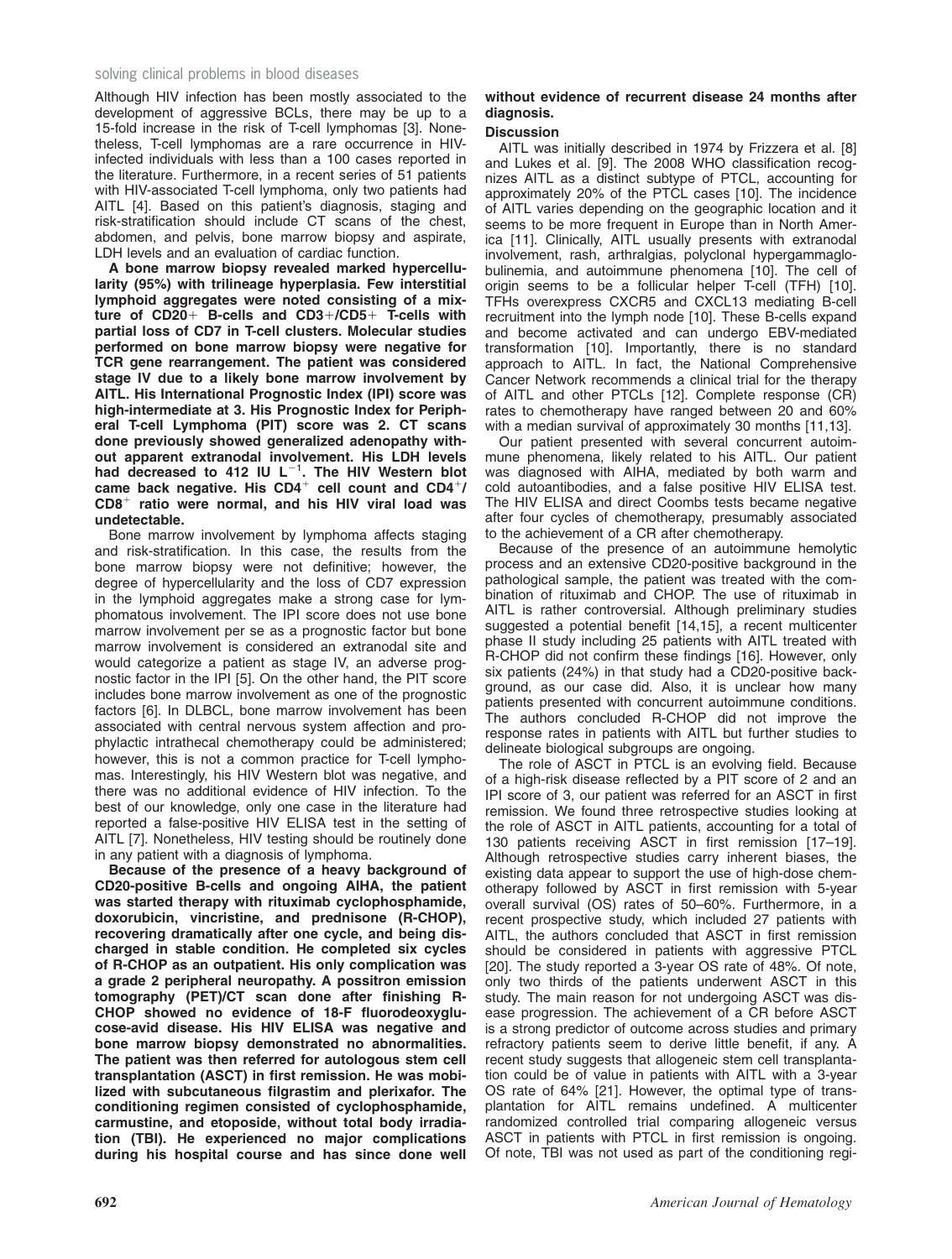Although HIV infection has been mostly associated to the development of aggressive BCLs, there may be up to a 15-fold increase in the risk of T-cell lymphomas [3]. Nonetheless, T-cell lymphomas are a rare occurrence in HIV-infected individuals with less than a 100 cases reported in the literature. Furthermore, in a recent series of 51 patients with HIV-associated T-cell lymphoma, only two patients had AITL [4]. Based on this patient's diagnosis, staging and risk-stratification should include CT scans of the chest, abdomen, and pelvis, bone marrow biopsy and aspirate, LDH levels and an evaluation of cardiac function.

**A bone marrow biopsy revealed marked hypercellularity (95%) with trilineage hyperplasia. Few interstitial lymphoid aggregates were noted consisting of a mixture of CD20+ B-cells and CD3+/CD5+ T-cells with partial loss of CD7 in T-cell clusters. Molecular studies performed on bone marrow biopsy were negative for TCR gene rearrangement. The patient was considered stage IV due to a likely bone marrow involvement by AITL. His International Prognostic Index (IPI) score was high-intermediate at 3. His Prognostic Index for Peripheral T-cell Lymphoma (PIT) score was 2. CT scans done previously showed generalized adenopathy without apparent extranodal involvement. His LDH levels had decreased to 412 IU $L^{-1}$. The HIV Western blot came back negative. His $CD4^+$ cell count and $CD4^+$/$CD8^+$ ratio were normal, and his HIV viral load was undetectable.**

Bone marrow involvement by lymphoma affects staging and risk-stratification. In this case, the results from the bone marrow biopsy were not definitive; however, the degree of hypercellularity and the loss of CD7 expression in the lymphoid aggregates make a strong case for lymphomatous involvement. The IPI score does not use bone marrow involvement per se as a prognostic factor but bone marrow involvement is considered an extranodal site and would categorize a patient as stage IV, an adverse prognostic factor in the IPI [5]. On the other hand, the PIT score includes bone marrow involvement as one of the prognostic factors [6]. In DLBCL, bone marrow involvement has been associated with central nervous system affection and prophylactic intrathecal chemotherapy could be administered; however, this is not a common practice for T-cell lymphomas. Interestingly, his HIV Western blot was negative, and there was no additional evidence of HIV infection. To the best of our knowledge, only one case in the literature had reported a false-positive HIV ELISA test in the setting of AITL [7]. Nonetheless, HIV testing should be routinely done in any patient with a diagnosis of lymphoma.

**Because of the presence of a heavy background of CD20-positive B-cells and ongoing AIHA, the patient was started therapy with rituximab cyclophosphamide, doxorubicin, vincristine, and prednisone (R-CHOP), recovering dramatically after one cycle, and being discharged in stable condition. He completed six cycles of R-CHOP as an outpatient. His only complication was a grade 2 peripheral neuropathy. A possitron emission tomography (PET)/CT scan done after finishing R-CHOP showed no evidence of 18-F fluorodeoxyglucose-avid disease. His HIV ELISA was negative and bone marrow biopsy demonstrated no abnormalities. The patient was then referred for autologous stem cell transplantation (ASCT) in first remission. He was mobilized with subcutaneous filgrastim and plerixafor. The conditioning regimen consisted of cyclophosphamide, carmustine, and etoposide, without total body irradiation (TBI). He experienced no major complications during his hospital course and has since done well without evidence of recurrent disease 24 months after diagnosis.**

## Discussion

AITL was initially described in 1974 by Frizzera et al. [8] and Lukes et al. [9]. The 2008 WHO classification recognizes AITL as a distinct subtype of PTCL, accounting for approximately 20% of the PTCL cases [10]. The incidence of AITL varies depending on the geographic location and it seems to be more frequent in Europe than in North America [11]. Clinically, AITL usually presents with extranodal involvement, rash, arthralgias, polyclonal hypergammaglobulinemia, and autoimmune phenomena [10]. The cell of origin seems to be a follicular helper T-cell (TFH) [10]. TFHs overexpress CXCR5 and CXCL13 mediating B-cell recruitment into the lymph node [10]. These B-cells expand and become activated and can undergo EBV-mediated transformation [10]. Importantly, there is no standard approach to AITL. In fact, the National Comprehensive Cancer Network recommends a clinical trial for the therapy of AITL and other PTCLs [12]. Complete response (CR) rates to chemotherapy have ranged between 20 and 60% with a median survival of approximately 30 months [11,13].

Our patient presented with several concurrent autoimmune phenomena, likely related to his AITL. Our patient was diagnosed with AIHA, mediated by both warm and cold autoantibodies, and a false positive HIV ELISA test. The HIV ELISA and direct Coombs tests became negative after four cycles of chemotherapy, presumably associated to the achievement of a CR after chemotherapy.

Because of the presence of an autoimmune hemolytic process and an extensive CD20-positive background in the pathological sample, the patient was treated with the combination of rituximab and CHOP. The use of rituximab in AITL is rather controversial. Although preliminary studies suggested a potential benefit [14,15], a recent multicenter phase II study including 25 patients with AITL treated with R-CHOP did not confirm these findings [16]. However, only six patients (24%) in that study had a CD20-positive background, as our case did. Also, it is unclear how many patients presented with concurrent autoimmune conditions. The authors concluded R-CHOP did not improve the response rates in patients with AITL but further studies to delineate biological subgroups are ongoing.

The role of ASCT in PTCL is an evolving field. Because of a high-risk disease reflected by a PIT score of 2 and an IPI score of 3, our patient was referred for an ASCT in first remission. We found three retrospective studies looking at the role of ASCT in AITL patients, accounting for a total of 130 patients receiving ASCT in first remission [17–19]. Although retrospective studies carry inherent biases, the existing data appear to support the use of high-dose chemotherapy followed by ASCT in first remission with 5-year overall survival (OS) rates of 50–60%. Furthermore, in a recent prospective study, which included 27 patients with AITL, the authors concluded that ASCT in first remission should be considered in patients with aggressive PTCL [20]. The study reported a 3-year OS rate of 48%. Of note, only two thirds of the patients underwent ASCT in this study. The main reason for not undergoing ASCT was disease progression. The achievement of a CR before ASCT is a strong predictor of outcome across studies and primary refractory patients seem to derive little benefit, if any. A recent study suggests that allogeneic stem cell transplantation could be of value in patients with AITL with a 3-year OS rate of 64% [21]. However, the optimal type of transplantation for AITL remains undefined. A multicenter randomized controlled trial comparing allogeneic versus ASCT in patients with PTCL in first remission is ongoing. Of note, TBI was not used as part of the conditioning regi-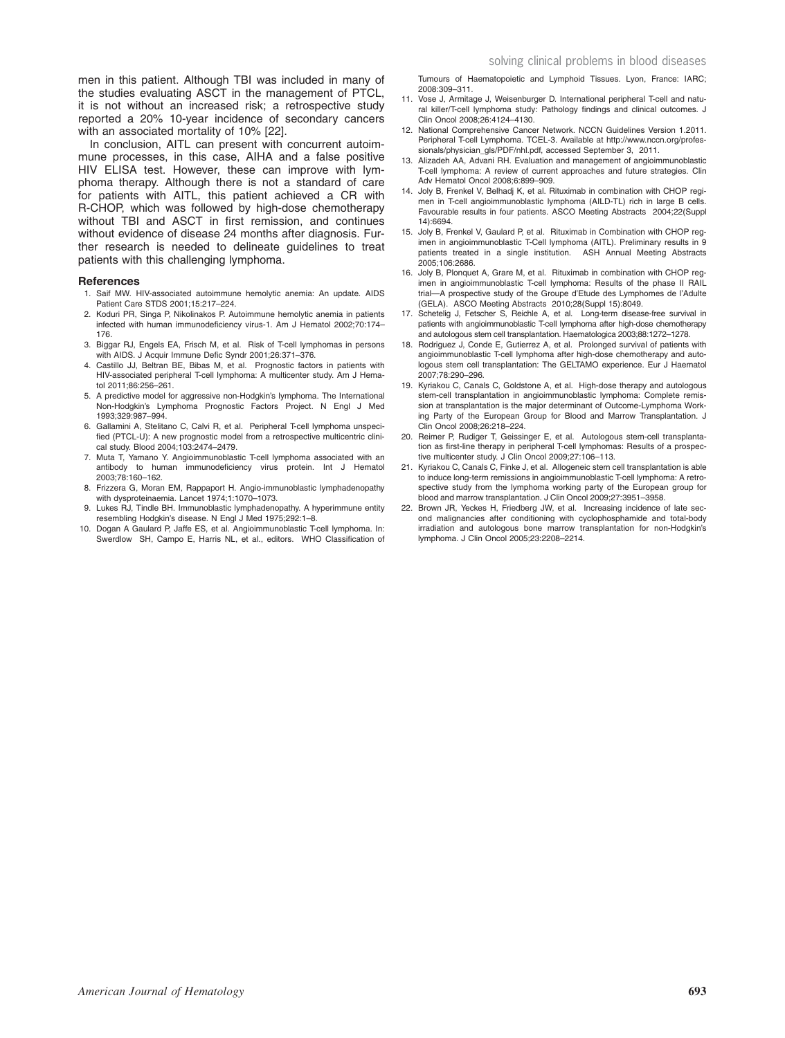men in this patient. Although TBI was included in many of the studies evaluating ASCT in the management of PTCL, it is not without an increased risk; a retrospective study reported a 20% 10-year incidence of secondary cancers with an associated mortality of 10% [22].

In conclusion, AITL can present with concurrent autoimmune processes, in this case, AIHA and a false positive HIV ELISA test. However, these can improve with lymphoma therapy. Although there is not a standard of care for patients with AITL, this patient achieved a CR with R-CHOP, which was followed by high-dose chemotherapy without TBI and ASCT in first remission, and continues without evidence of disease 24 months after diagnosis. Further research is needed to delineate guidelines to treat patients with this challenging lymphoma.

### References

1. Saif MW. HIV-associated autoimmune hemolytic anemia: An update. AIDS Patient Care STDS 2001;15:217–224.
2. Koduri PR, Singa P, Nikolinakos P. Autoimmune hemolytic anemia in patients infected with human immunodeficiency virus-1. Am J Hematol 2002;70:174–176.
3. Biggar RJ, Engels EA, Frisch M, et al. Risk of T-cell lymphomas in persons with AIDS. J Acquir Immune Defic Syndr 2001;26:371–376.
4. Castillo JJ, Beltran BE, Bibas M, et al. Prognostic factors in patients with HIV-associated peripheral T-cell lymphoma: A multicenter study. Am J Hematol 2011;86:256–261.
5. A predictive model for aggressive non-Hodgkin's lymphoma. The International Non-Hodgkin's Lymphoma Prognostic Factors Project. N Engl J Med 1993;329:987–994.
6. Gallamini A, Stelitano C, Calvi R, et al. Peripheral T-cell lymphoma unspecified (PTCL-U): A new prognostic model from a retrospective multicentric clinical study. Blood 2004;103:2474–2479.
7. Muta T, Yamano Y. Angioimmunoblastic T-cell lymphoma associated with an antibody to human immunodeficiency virus protein. Int J Hematol 2003;78:160–162.
8. Frizzera G, Moran EM, Rappaport H. Angio-immunoblastic lymphadenopathy with dysproteinaemia. Lancet 1974;1:1070–1073.
9. Lukes RJ, Tindle BH. Immunoblastic lymphadenopathy. A hyperimmune entity resembling Hodgkin's disease. N Engl J Med 1975;292:1–8.
10. Dogan A Gaulard P, Jaffe ES, et al. Angioimmunoblastic T-cell lymphoma. In: Swerdlow SH, Campo E, Harris NL, et al., editors. WHO Classification of Tumours of Haematopoietic and Lymphoid Tissues. Lyon, France: IARC; 2008:309–311.
11. Vose J, Armitage J, Weisenburger D. International peripheral T-cell and natural killer/T-cell lymphoma study: Pathology findings and clinical outcomes. J Clin Oncol 2008;26:4124–4130.
12. National Comprehensive Cancer Network. NCCN Guidelines Version 1.2011. Peripheral T-cell Lymphoma. TCEL-3. Available at http://www.nccn.org/professionals/physician_gls/PDF/nhl.pdf, accessed September 3, 2011.
13. Alizadeh AA, Advani RH. Evaluation and management of angioimmunoblastic T-cell lymphoma: A review of current approaches and future strategies. Clin Adv Hematol Oncol 2008;6:899–909.
14. Joly B, Frenkel V, Belhadj K, et al. Rituximab in combination with CHOP regimen in T-cell angioimmunoblastic lymphoma (AILD-TL) rich in large B cells. Favourable results in four patients. ASCO Meeting Abstracts 2004;22(Suppl 14):6694.
15. Joly B, Frenkel V, Gaulard P, et al. Rituximab in Combination with CHOP regimen in angioimmunoblastic T-Cell lymphoma (AITL). Preliminary results in 9 patients treated in a single institution. ASH Annual Meeting Abstracts 2005;106:2686.
16. Joly B, Plonquet A, Grare M, et al. Rituximab in combination with CHOP regimen in angioimmunoblastic T-cell lymphoma: Results of the phase II RAIL trial—A prospective study of the Groupe d'Etude des Lymphomes de l'Adulte (GELA). ASCO Meeting Abstracts 2010;28(Suppl 15):8049.
17. Schetelig J, Fetscher S, Reichle A, et al. Long-term disease-free survival in patients with angioimmunoblastic T-cell lymphoma after high-dose chemotherapy and autologous stem cell transplantation. Haematologica 2003;88:1272–1278.
18. Rodriguez J, Conde E, Gutierrez A, et al. Prolonged survival of patients with angioimmunoblastic T-cell lymphoma after high-dose chemotherapy and autologous stem cell transplantation: The GELTAMO experience. Eur J Haematol 2007;78:290–296.
19. Kyriakou C, Canals C, Goldstone A, et al. High-dose therapy and autologous stem-cell transplantation in angioimmunoblastic lymphoma: Complete remission at transplantation is the major determinant of Outcome-Lymphoma Working Party of the European Group for Blood and Marrow Transplantation. J Clin Oncol 2008;26:218–224.
20. Reimer P, Rudiger T, Geissinger E, et al. Autologous stem-cell transplantation as first-line therapy in peripheral T-cell lymphomas: Results of a prospective multicenter study. J Clin Oncol 2009;27:106–113.
21. Kyriakou C, Canals C, Finke J, et al. Allogeneic stem cell transplantation is able to induce long-term remissions in angioimmunoblastic T-cell lymphoma: A retrospective study from the lymphoma working party of the European group for blood and marrow transplantation. J Clin Oncol 2009;27:3951–3958.
22. Brown JR, Yeckes H, Friedberg JW, et al. Increasing incidence of late second malignancies after conditioning with cyclophosphamide and total-body irradiation and autologous bone marrow transplantation for non-Hodgkin's lymphoma. J Clin Oncol 2005;23:2208–2214.